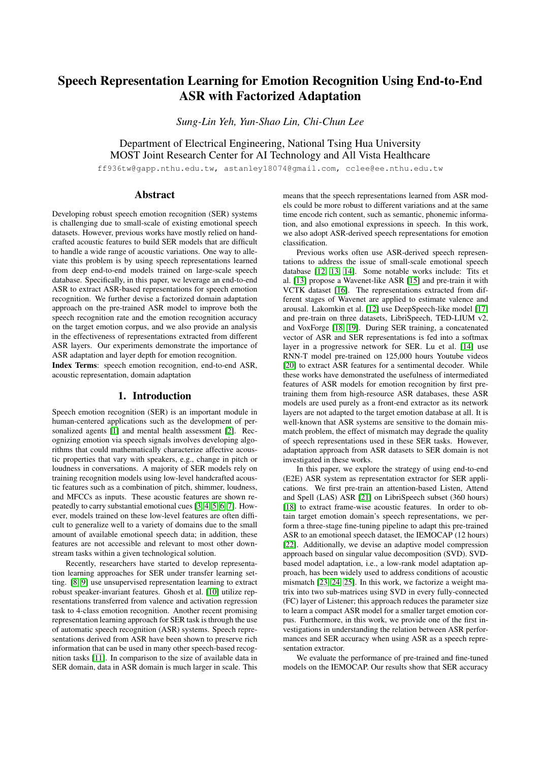# Speech Representation Learning for Emotion Recognition Using End-to-End ASR with Factorized Adaptation

*Sung-Lin Yeh, Yun-Shao Lin, Chi-Chun Lee*

Department of Electrical Engineering, National Tsing Hua University
MOST Joint Research Center for AI Technology and All Vista Healthcare

ff936tw@gapp.nthu.edu.tw, astanley18074@gmail.com, cclee@ee.nthu.edu.tw

## Abstract

Developing robust speech emotion recognition (SER) systems is challenging due to small-scale of existing emotional speech datasets. However, previous works have mostly relied on handcrafted acoustic features to build SER models that are difficult to handle a wide range of acoustic variations. One way to alleviate this problem is by using speech representations learned from deep end-to-end models trained on large-scale speech database. Specifically, in this paper, we leverage an end-to-end ASR to extract ASR-based representations for speech emotion recognition. We further devise a factorized domain adaptation approach on the pre-trained ASR model to improve both the speech recognition rate and the emotion recognition accuracy on the target emotion corpus, and we also provide an analysis in the effectiveness of representations extracted from different ASR layers. Our experiments demonstrate the importance of ASR adaptation and layer depth for emotion recognition.

**Index Terms**: speech emotion recognition, end-to-end ASR, acoustic representation, domain adaptation

## 1. Introduction

Speech emotion recognition (SER) is an important module in human-centered applications such as the development of personalized agents [1] and mental health assessment [2]. Recognizing emotion via speech signals involves developing algorithms that could mathematically characterize affective acoustic properties that vary with speakers, e.g., change in pitch or loudness in conversations. A majority of SER models rely on training recognition models using low-level handcrafted acoustic features such as a combination of pitch, shimmer, loudness, and MFCCs as inputs. These acoustic features are shown repeatedly to carry substantial emotional cues [3, 4, 5, 6, 7]. However, models trained on these low-level features are often difficult to generalize well to a variety of domains due to the small amount of available emotional speech data; in addition, these features are not accessible and relevant to most other downstream tasks within a given technological solution.

Recently, researchers have started to develop representation learning approaches for SER under transfer learning setting. [8, 9] use unsupervised representation learning to extract robust speaker-invariant features. Ghosh et al. [10] utilize representations transferred from valence and activation regression task to 4-class emotion recognition. Another recent promising representation learning approach for SER task is through the use of automatic speech recognition (ASR) systems. Speech representations derived from ASR have been shown to preserve rich information that can be used in many other speech-based recognition tasks [11]. In comparison to the size of available data in SER domain, data in ASR domain is much larger in scale. This means that the speech representations learned from ASR models could be more robust to different variations and at the same time encode rich content, such as semantic, phonemic information, and also emotional expressions in speech. In this work, we also adopt ASR-derived speech representations for emotion classification.

Previous works often use ASR-derived speech representations to address the issue of small-scale emotional speech database [12, 13, 14]. Some notable works include: Tits et al. [13] propose a Wavenet-like ASR [15] and pre-train it with VCTK dataset [16]. The representations extracted from different stages of Wavenet are applied to estimate valence and arousal. Lakomkin et al. [12] use DeepSpeech-like model [17] and pre-train on three datasets, LibriSpeech, TED-LIUM v2, and VoxForge [18, 19]. During SER training, a concatenated vector of ASR and SER representations is fed into a softmax layer in a progressive network for SER. Lu et al. [14] use RNN-T model pre-trained on 125,000 hours Youtube videos [20] to extract ASR features for a sentimental decoder. While these works have demonstrated the usefulness of intermediated features of ASR models for emotion recognition by first pre-training them from high-resource ASR databases, these ASR models are used purely as a front-end extractor as its network layers are not adapted to the target emotion database at all. It is well-known that ASR systems are sensitive to the domain mismatch problem, the effect of mismatch may degrade the quality of speech representations used in these SER tasks. However, adaptation approach from ASR datasets to SER domain is not investigated in these works.

In this paper, we explore the strategy of using end-to-end (E2E) ASR system as representation extractor for SER applications. We first pre-train an attention-based Listen, Attend and Spell (LAS) ASR [21] on LibriSpeech subset (360 hours) [18] to extract frame-wise acoustic features. In order to obtain target emotion domain's speech representations, we perform a three-stage fine-tuning pipeline to adapt this pre-trained ASR to an emotional speech dataset, the IEMOCAP (12 hours) [22]. Additionally, we devise an adaptive model compression approach based on singular value decomposition (SVD). SVD-based model adaptation, i.e., a low-rank model adaptation approach, has been widely used to address conditions of acoustic mismatch [23, 24, 25]. In this work, we factorize a weight matrix into two sub-matrices using SVD in every fully-connected (FC) layer of Listener; this approach reduces the parameter size to learn a compact ASR model for a smaller target emotion corpus. Furthermore, in this work, we provide one of the first investigations in understanding the relation between ASR performances and SER accuracy when using ASR as a speech representation extractor.

We evaluate the performance of pre-trained and fine-tuned models on the IEMOCAP. Our results show that SER accuracy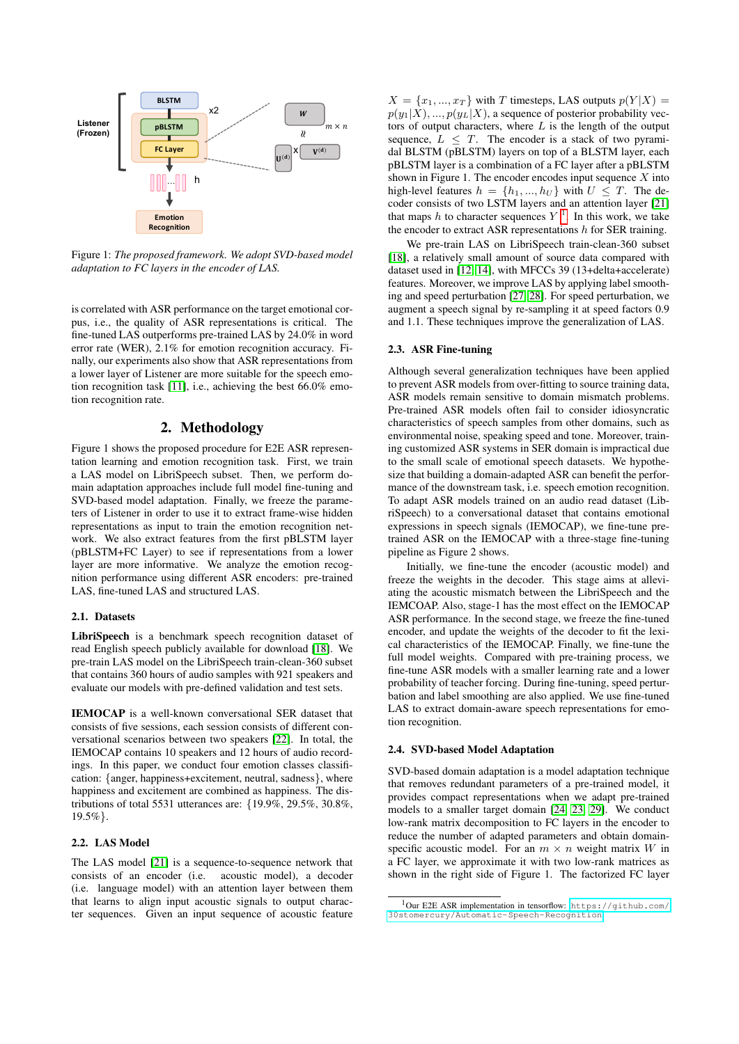Figure 1: *The proposed framework. We adopt SVD-based model adaptation to FC layers in the encoder of LAS.*

is correlated with ASR performance on the target emotional corpus, i.e., the quality of ASR representations is critical. The fine-tuned LAS outperforms pre-trained LAS by 24.0% in word error rate (WER), 2.1% for emotion recognition accuracy. Finally, our experiments also show that ASR representations from a lower layer of Listener are more suitable for the speech emotion recognition task [11], i.e., achieving the best 66.0% emotion recognition rate.

## 2. Methodology

Figure 1 shows the proposed procedure for E2E ASR representation learning and emotion recognition task. First, we train a LAS model on LibriSpeech. Then, we perform domain adaptation approaches include full model fine-tuning and SVD-based model adaptation. Finally, we freeze the parameters of Listener in order to use it to extract frame-wise hidden representations as input to train the emotion recognition network. We also extract features from the first pBLSTM layer (pBLSTM+FC Layer) to see if representations from a lower layer are more informative. We analyze the emotion recognition performance using different ASR encoders: pre-trained LAS, fine-tuned LAS and structured LAS.

### 2.1. Datasets

**LibriSpeech** is a benchmark speech recognition dataset of read English speech publicly available for download [18]. We pre-train LAS model on the LibriSpeech train-clean-360 subset that contains 360 hours of audio samples with 921 speakers and evaluate our models with pre-defined validation and test sets.

**IEMOCAP** is a well-known conversational SER dataset that consists of five sessions, each session consists of different conversational scenarios between two speakers [22]. In total, the IEMOCAP contains 10 speakers and 12 hours of audio recordings. In this paper, we conduct four emotion classes classification: {anger, happiness+excitement, neutral, sadness}, where happiness and excitement are combined as happiness. The distributions of total 5531 utterances are: {19.9%, 29.5%, 30.8%, 19.5%}.

### 2.2. LAS Model

The LAS model [21] is a sequence-to-sequence network that consists of an encoder (i.e. acoustic model), a decoder (i.e. language model) with an attention layer between them that learns to align input acoustic signals to output character sequences. Given an input sequence of acoustic feature $X = \{x_1, ..., x_T\}$ with $T$ timesteps, LAS outputs $p(Y|X) = p(y_1|X), ..., p(y_L|X)$, a sequence of posterior probability vectors of output characters, where $L$ is the length of the output sequence, $L \leq T$. The encoder is a stack of two pyramidal BLSTM (pBLSTM) layers on top of a BLSTM layer, each pBLSTM layer is a combination of a FC layer after a pBLSTM shown in Figure 1. The encoder encodes input sequence $X$ into high-level features $h = \{h_1, ..., h_U\}$ with $U \leq T$. The decoder consists of two LSTM layers and an attention layer [21] that maps $h$ to character sequences $Y$ [1]. In this work, we take the encoder to extract ASR representations $h$ for SER training.

We pre-train LAS on LibriSpeech train-clean-360 subset [18], a relatively small amount of source data compared with dataset used in [12, 14], with MFCCs 39 (13+delta+accelerate) features. Moreover, we improve LAS by applying label smoothing and speed perturbation [27, 28]. For speed perturbation, we augment a speech signal by re-sampling it at speed factors 0.9 and 1.1. These techniques improve the generalization of LAS.

### 2.3. ASR Fine-tuning

Although several generalization techniques have been applied to prevent ASR models from over-fitting to source training data, ASR models remain sensitive to domain mismatch problems. Pre-trained ASR models often fail to consider idiosyncratic characteristics of speech samples from other domains, such as environmental noise, speaking speed and tone. Moreover, training customized ASR systems in SER domain is impractical due to the small scale of emotional speech datasets. We hypothesize that building a domain-adapted ASR can benefit the performance of the downstream task, i.e. speech emotion recognition. To adapt ASR models trained on an audio read dataset (LibriSpeech) to a conversational dataset that contains emotional expressions in speech signals (IEMOCAP), we fine-tune pre-trained ASR on the IEMOCAP with a three-stage fine-tuning pipeline as Figure 2 shows.

Initially, we fine-tune the encoder (acoustic model) and freeze the weights in the decoder. This stage aims at alleviating the acoustic mismatch between the LibriSpeech and the IEMCOAP. Also, stage-1 has the most effect on the IEMOCAP ASR performance. In the second stage, we freeze the fine-tuned encoder, and update the weights of the decoder to fit the lexical characteristics of the IEMOCAP. Finally, we fine-tune the full model weights. Compared with pre-training process, we fine-tune ASR models with a smaller learning rate and a lower probability of teacher forcing. During fine-tuning, speed perturbation and label smoothing are also applied. We use fine-tuned LAS to extract domain-aware speech representations for emotion recognition.

### 2.4. SVD-based Model Adaptation

SVD-based domain adaptation is a model adaptation technique that removes redundant parameters of a pre-trained model, it provides compact representations when we adapt pre-trained models to a smaller target domain [24, 23, 29]. We conduct low-rank matrix decomposition to FC layers in the encoder to reduce the number of adapted parameters and obtain domain-specific acoustic model. For an $m \times n$ weight matrix $W$ in a FC layer, we approximate it with two low-rank matrices as shown in the right side of Figure 1. The factorized FC layer

[1] Our E2E ASR implementation in tensorflow: https://github.com/30stomercury/Automatic-Speech-Recognition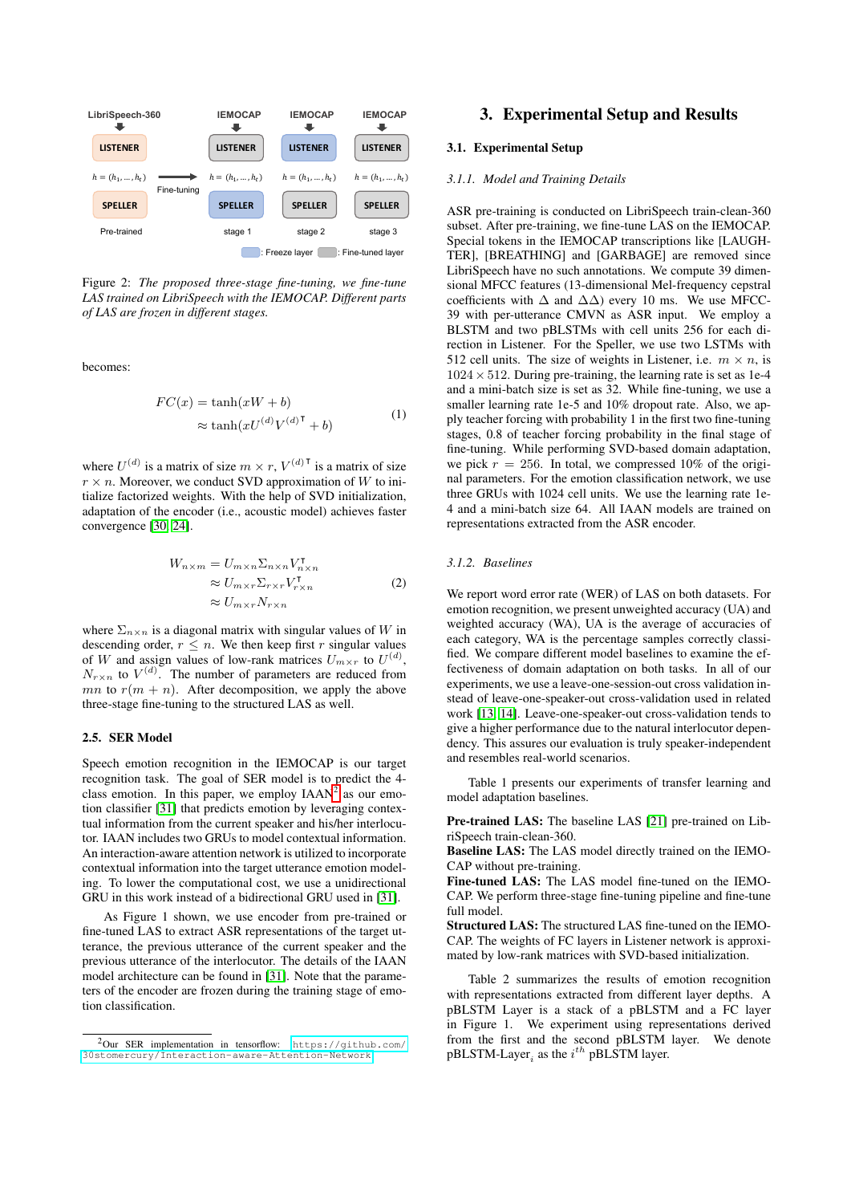Figure 2: *The proposed three-stage fine-tuning, we fine-tune LAS trained on LibriSpeech with the IEMOCAP. Different parts of LAS are frozen in different stages.*

becomes:

$$FC(x) = \tanh(xW + b) \\ \approx \tanh(xU^{(d)}V^{(d)\intercal} + b) \tag{1}$$

where $U^{(d)}$ is a matrix of size $m \times r$, $V^{(d)\intercal}$ is a matrix of size $r \times n$. Moreover, we conduct SVD approximation of $W$ to initialize factorized weights. With the help of SVD initialization, adaptation of the encoder (i.e., acoustic model) achieves faster convergence [30, 24].

$$W_{n\times m} = U_{m\times n}\Sigma_{n\times n}V^{\intercal}_{n\times n} \\ \approx U_{m\times r}\Sigma_{r\times r}V^{\intercal}_{r\times n} \\ \approx U_{m\times r}N_{r\times n} \tag{2}$$

where $\Sigma_{n\times n}$ is a diagonal matrix with singular values of $W$ in descending order, $r \leq n$. We then keep first $r$ singular values of $W$ and assign values of low-rank matrices $U_{m\times r}$ to $U^{(d)}$, $N_{r\times n}$ to $V^{(d)}$. The number of parameters are reduced from $mn$ to $r(m+n)$. After decomposition, we apply the above three-stage fine-tuning to the structured LAS as well.

### 2.5. SER Model

Speech emotion recognition in the IEMOCAP is our target recognition task. The goal of SER model is to predict the 4-class emotion. In this paper, we employ IAAN[2] as our emotion classifier [31] that predicts emotion by leveraging contextual information from the current speaker and his/her interlocutor. IAAN includes two GRUs to model contextual information. An interaction-aware attention network is utilized to incorporate contextual information into the target utterance emotion modeling. To lower the computational cost, we use a unidirectional GRU in this work instead of a bidirectional GRU used in [31].

As Figure 1 shown, we use encoder from pre-trained or fine-tuned LAS to extract ASR representations of the target utterance, the previous utterance of the current speaker and the previous utterance of the interlocutor. The details of the IAAN model architecture can be found in [31]. Note that the parameters of the encoder are frozen during the training stage of emotion classification.

[2]Our SER implementation in tensorflow: https://github.com/30stomercury/Interaction-aware-Attention-Network

## 3. Experimental Setup and Results

### 3.1. Experimental Setup

#### 3.1.1. Model and Training Details

ASR pre-training is conducted on LibriSpeech train-clean-360 subset. After pre-training, we fine-tune LAS on the IEMOCAP. Special tokens in the IEMOCAP transcriptions like [LAUGHTER], [BREATHING] and [GARBAGE] are removed since LibriSpeech have no such annotations. We compute 39 dimensional MFCC features (13-dimensional Mel-frequency cepstral coefficients with $\Delta$ and $\Delta\Delta$) every 10 ms. We use MFCC-39 with per-utterance CMVN as ASR input. We employ a BLSTM and two pBLSTMs with cell units 256 for each direction in Listener. For the Speller, we use two LSTMs with 512 cell units. The size of weights in Listener, i.e. $m \times n$, is $1024 \times 512$. During pre-training, the learning rate is set as 1e-4 and a mini-batch size is set as 32. While fine-tuning, we use a smaller learning rate 1e-5 and 10% dropout rate. Also, we apply teacher forcing with probability 1 in the first two fine-tuning stages, 0.8 of teacher forcing probability in the final stage of fine-tuning. While performing SVD-based domain adaptation, we pick $r = 256$. In total, we compressed 10% of the original parameters. For the emotion classification network, we use three GRUs with 1024 cell units. We use the learning rate 1e-4 and a mini-batch size 64. All IAAN models are trained on representations extracted from the ASR encoder.

#### 3.1.2. Baselines

We report word error rate (WER) of LAS on both datasets. For emotion recognition, we present unweighted accuracy (UA) and weighted accuracy (WA), UA is the average of accuracies of each category, WA is the percentage samples correctly classified. We compare different model baselines to examine the effectiveness of domain adaptation on both tasks. In all of our experiments, we use a leave-one-session-out cross validation instead of leave-one-speaker-out cross-validation used in related work [13, 14]. Leave-one-speaker-out cross-validation tends to give a higher performance due to the natural interlocutor dependency. This assures our evaluation is truly speaker-independent and resembles real-world scenarios.

Table 1 presents our experiments of transfer learning and model adaptation baselines.

**Pre-trained LAS:** The baseline LAS [21] pre-trained on LibriSpeech train-clean-360.
**Baseline LAS:** The LAS model directly trained on the IEMOCAP without pre-training.
**Fine-tuned LAS:** The LAS model fine-tuned on the IEMOCAP. We perform three-stage fine-tuning pipeline and fine-tune full model.
**Structured LAS:** The structured LAS fine-tuned on the IEMOCAP. The weights of FC layers in Listener network is approximated by low-rank matrices with SVD-based initialization.

Table 2 summarizes the results of emotion recognition with representations extracted from different layer depths. A pBLSTM Layer is a stack of a pBLSTM and a FC layer in Figure 1. We experiment using representations derived from the first and the second pBLSTM layer. We denote pBLSTM-Layer$_i$ as the $i^{th}$ pBLSTM layer.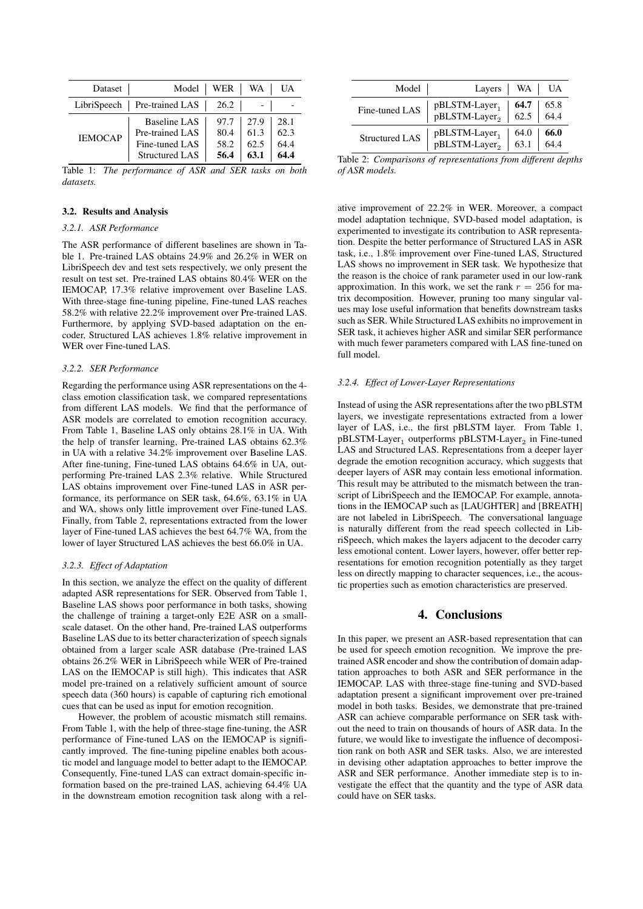| Dataset | Model | WER | WA | UA |
|---|---|---|---|---|
| LibriSpeech | Pre-trained LAS | 26.2 | - | - |
| IEMOCAP | Baseline LAS | 97.7 | 27.9 | 28.1 |
| | Pre-trained LAS | 80.4 | 61.3 | 62.3 |
| | Fine-tuned LAS | 58.2 | 62.5 | 64.4 |
| | Structured LAS | **56.4** | **63.1** | **64.4** |

Table 1: *The performance of ASR and SER tasks on both datasets.*

### 3.2. Results and Analysis

#### *3.2.1. ASR Performance*

The ASR performance of different baselines are shown in Table 1. Pre-trained LAS obtains 24.9% and 26.2% in WER on LibriSpeech dev and test sets respectively, we only present the result on test set. Pre-trained LAS obtains 80.4% WER on the IEMOCAP, 17.3% relative improvement over Baseline LAS. With three-stage fine-tuning pipeline, Fine-tuned LAS reaches 58.2% with relative 22.2% improvement over Pre-trained LAS. Furthermore, by applying SVD-based adaptation on the encoder, Structured LAS achieves 1.8% relative improvement in WER over Fine-tuned LAS.

#### *3.2.2. SER Performance*

Regarding the performance using ASR representations on the 4-class emotion classification task, we compared representations from different LAS models. We find that the performance of ASR models are correlated to emotion recognition accuracy. From Table 1, Baseline LAS only obtains 28.1% in UA. With the help of transfer learning, Pre-trained LAS obtains 62.3% in UA with a relative 34.2% improvement over Baseline LAS. After fine-tuning, Fine-tuned LAS obtains 64.6% in UA, outperforming Pre-trained LAS 2.3% relative. While Structured LAS obtains improvement over Fine-tuned LAS in ASR performance, its performance on SER task, 64.6%, 63.1% in UA and WA, shows only little improvement over Fine-tuned LAS. Finally, from Table 2, representations extracted from the lower layer of Fine-tuned LAS achieves the best 64.7% WA, from the lower of layer Structured LAS achieves the best 66.0% in UA.

#### *3.2.3. Effect of Adaptation*

In this section, we analyze the effect on the quality of different adapted ASR representations for SER. Observed from Table 1, Baseline LAS shows poor performance in both tasks, showing the challenge of training a target-only E2E ASR on a small-scale dataset. On the other hand, Pre-trained LAS outperforms Baseline LAS due to its better characterization of speech signals obtained from a larger scale ASR database (Pre-trained LAS obtains 26.2% WER in LibriSpeech while WER of Pre-trained LAS on the IEMOCAP is still high). This indicates that ASR model pre-trained on a relatively sufficient amount of source speech data (360 hours) is capable of capturing rich emotional cues that can be used as input for emotion recognition.

However, the problem of acoustic mismatch still remains. From Table 1, with the help of three-stage fine-tuning, the ASR performance of Fine-tuned LAS on the IEMOCAP is significantly improved. The fine-tuning pipeline enables both acoustic model and language model to better adapt to the IEMOCAP. Consequently, Fine-tuned LAS can extract domain-specific information based on the pre-trained LAS, achieving 64.4% UA in the downstream emotion recognition task along with a relative improvement of 22.2% in WER. Moreover, a compact model adaptation technique, SVD-based model adaptation, is experimented to investigate its contribution to ASR representation. Despite the better performance of Structured LAS in ASR task, i.e., 1.8% improvement over Fine-tuned LAS, Structured LAS shows no improvement in SER task. We hypothesize that the reason is the choice of rank parameter used in our low-rank approximation. In this work, we set the rank $r = 256$ for matrix decomposition. However, pruning too many singular values may lose useful information that benefits downstream tasks such as SER. While Structured LAS exhibits no improvement in SER task, it achieves higher ASR and similar SER performance with much fewer parameters compared with LAS fine-tuned on full model.

| Model | Layers | WA | UA |
|---|---|---|---|
| Fine-tuned LAS | pBLSTM-Layer$_1$ | **64.7** | 65.8 |
| | pBLSTM-Layer$_2$ | 62.5 | 64.4 |
| Structured LAS | pBLSTM-Layer$_1$ | 64.0 | **66.0** |
| | pBLSTM-Layer$_2$ | 63.1 | 64.4 |

Table 2: *Comparisons of representations from different depths of ASR models.*

#### *3.2.4. Effect of Lower-Layer Representations*

Instead of using the ASR representations after the two pBLSTM layers, we investigate representations extracted from a lower layer of LAS, i.e., the first pBLSTM layer. From Table 1, pBLSTM-Layer$_1$ outperforms pBLSTM-Layer$_2$ in Fine-tuned LAS and Structured LAS. Representations from a deeper layer degrade the emotion recognition accuracy, which suggests that deeper layers of ASR may contain less emotional information. This result may be attributed to the mismatch between the transcript of LibriSpeech and the IEMOCAP. For example, annotations in the IEMOCAP such as [LAUGHTER] and [BREATH] are not labeled in LibriSpeech. The conversational language is naturally different from the read speech collected in LibriSpeech, which makes the layers adjacent to the decoder carry less emotional content. Lower layers, however, offer better representations for emotion recognition potentially as they target less on directly mapping to character sequences, i.e., the acoustic properties such as emotion characteristics are preserved.

## 4. Conclusions

In this paper, we present an ASR-based representation that can be used for speech emotion recognition. We improve the pretrained ASR encoder and show the contribution of domain adaptation approaches to both ASR and SER performance in the IEMOCAP. LAS with three-stage fine-tuning and SVD-based adaptation present a significant improvement over pre-trained model in both tasks. Besides, we demonstrate that pre-trained ASR can achieve comparable performance on SER task without the need to train on thousands of hours of ASR data. In the future, we would like to investigate the influence of decomposition rank on both ASR and SER tasks. Also, we are interested in devising other adaptation approaches to better improve the ASR and SER performance. Another immediate step is to investigate the effect that the quantity and the type of ASR data could have on SER tasks.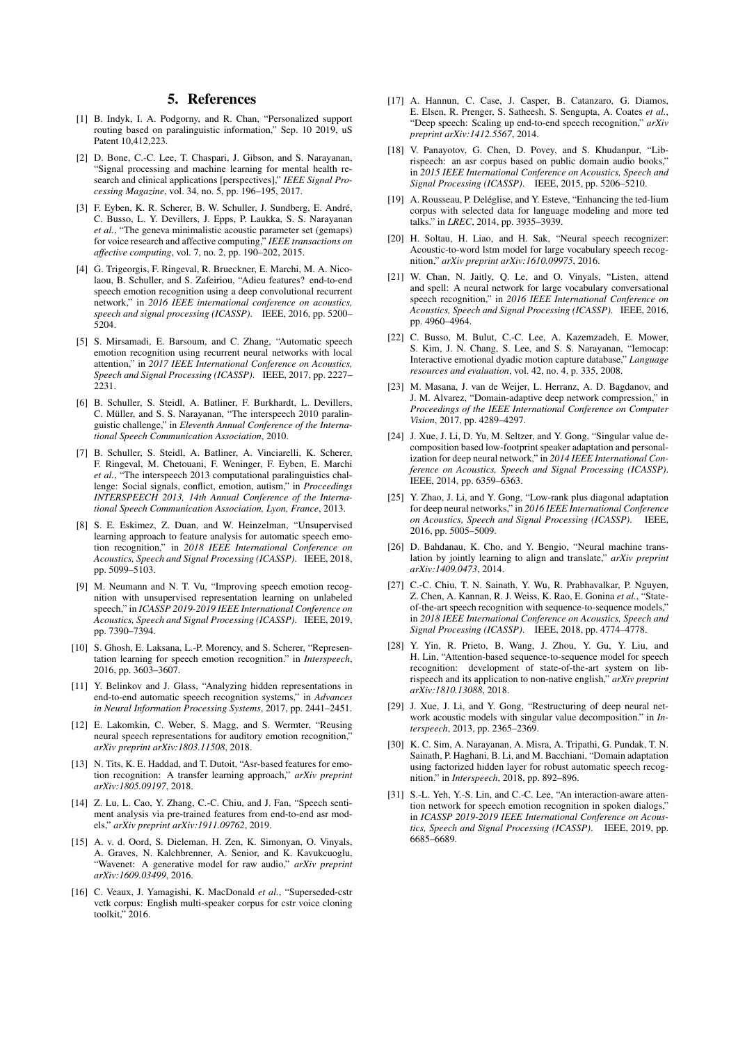## 5. References

[1] B. Indyk, I. A. Podgorny, and R. Chan, "Personalized support routing based on paralinguistic information," Sep. 10 2019, uS Patent 10,412,223.

[2] D. Bone, C.-C. Lee, T. Chaspari, J. Gibson, and S. Narayanan, "Signal processing and machine learning for mental health research and clinical applications [perspectives]," *IEEE Signal Processing Magazine*, vol. 34, no. 5, pp. 196–195, 2017.

[3] F. Eyben, K. R. Scherer, B. W. Schuller, J. Sundberg, E. André, C. Busso, L. Y. Devillers, J. Epps, P. Laukka, S. S. Narayanan *et al.*, "The geneva minimalistic acoustic parameter set (gemaps) for voice research and affective computing," *IEEE transactions on affective computing*, vol. 7, no. 2, pp. 190–202, 2015.

[4] G. Trigeorgis, F. Ringeval, R. Brueckner, E. Marchi, M. A. Nicolaou, B. Schuller, and S. Zafeiriou, "Adieu features? end-to-end speech emotion recognition using a deep convolutional recurrent network," in *2016 IEEE international conference on acoustics, speech and signal processing (ICASSP)*. IEEE, 2016, pp. 5200–5204.

[5] S. Mirsamadi, E. Barsoum, and C. Zhang, "Automatic speech emotion recognition using recurrent neural networks with local attention," in *2017 IEEE International Conference on Acoustics, Speech and Signal Processing (ICASSP)*. IEEE, 2017, pp. 2227–2231.

[6] B. Schuller, S. Steidl, A. Batliner, F. Burkhardt, L. Devillers, C. Müller, and S. S. Narayanan, "The interspeech 2010 paralinguistic challenge," in *Eleventh Annual Conference of the International Speech Communication Association*, 2010.

[7] B. Schuller, S. Steidl, A. Batliner, A. Vinciarelli, K. Scherer, F. Ringeval, M. Chetouani, F. Weninger, F. Eyben, E. Marchi *et al.*, "The interspeech 2013 computational paralinguistics challenge: Social signals, conflict, emotion, autism," in *Proceedings INTERSPEECH 2013, 14th Annual Conference of the International Speech Communication Association, Lyon, France*, 2013.

[8] S. E. Eskimez, Z. Duan, and W. Heinzelman, "Unsupervised learning approach to feature analysis for automatic speech emotion recognition," in *2018 IEEE International Conference on Acoustics, Speech and Signal Processing (ICASSP)*. IEEE, 2018, pp. 5099–5103.

[9] M. Neumann and N. T. Vu, "Improving speech emotion recognition with unsupervised representation learning on unlabeled speech," in *ICASSP 2019-2019 IEEE International Conference on Acoustics, Speech and Signal Processing (ICASSP)*. IEEE, 2019, pp. 7390–7394.

[10] S. Ghosh, E. Laksana, L.-P. Morency, and S. Scherer, "Representation learning for speech emotion recognition." in *Interspeech*, 2016, pp. 3603–3607.

[11] Y. Belinkov and J. Glass, "Analyzing hidden representations in end-to-end automatic speech recognition systems," in *Advances in Neural Information Processing Systems*, 2017, pp. 2441–2451.

[12] E. Lakomkin, C. Weber, S. Magg, and S. Wermter, "Reusing neural speech representations for auditory emotion recognition," *arXiv preprint arXiv:1803.11508*, 2018.

[13] N. Tits, K. E. Haddad, and T. Dutoit, "Asr-based features for emotion recognition: A transfer learning approach," *arXiv preprint arXiv:1805.09197*, 2018.

[14] Z. Lu, L. Cao, Y. Zhang, C.-C. Chiu, and J. Fan, "Speech sentiment analysis via pre-trained features from end-to-end asr models," *arXiv preprint arXiv:1911.09762*, 2019.

[15] A. v. d. Oord, S. Dieleman, H. Zen, K. Simonyan, O. Vinyals, A. Graves, N. Kalchbrenner, A. Senior, and K. Kavukcuoglu, "Wavenet: A generative model for raw audio," *arXiv preprint arXiv:1609.03499*, 2016.

[16] C. Veaux, J. Yamagishi, K. MacDonald *et al.*, "Superseded-cstr vctk corpus: English multi-speaker corpus for cstr voice cloning toolkit," 2016.

[17] A. Hannun, C. Case, J. Casper, B. Catanzaro, G. Diamos, E. Elsen, R. Prenger, S. Satheesh, S. Sengupta, A. Coates *et al.*, "Deep speech: Scaling up end-to-end speech recognition," *arXiv preprint arXiv:1412.5567*, 2014.

[18] V. Panayotov, G. Chen, D. Povey, and S. Khudanpur, "Librispeech: an asr corpus based on public domain audio books," in *2015 IEEE International Conference on Acoustics, Speech and Signal Processing (ICASSP)*. IEEE, 2015, pp. 5206–5210.

[19] A. Rousseau, P. Deléglise, and Y. Esteve, "Enhancing the ted-lium corpus with selected data for language modeling and more ted talks." in *LREC*, 2014, pp. 3935–3939.

[20] H. Soltau, H. Liao, and H. Sak, "Neural speech recognizer: Acoustic-to-word lstm model for large vocabulary speech recognition," *arXiv preprint arXiv:1610.09975*, 2016.

[21] W. Chan, N. Jaitly, Q. Le, and O. Vinyals, "Listen, attend and spell: A neural network for large vocabulary conversational speech recognition," in *2016 IEEE International Conference on Acoustics, Speech and Signal Processing (ICASSP)*. IEEE, 2016, pp. 4960–4964.

[22] C. Busso, M. Bulut, C.-C. Lee, A. Kazemzadeh, E. Mower, S. Kim, J. N. Chang, S. Lee, and S. S. Narayanan, "Iemocap: Interactive emotional dyadic motion capture database," *Language resources and evaluation*, vol. 42, no. 4, p. 335, 2008.

[23] M. Masana, J. van de Weijer, L. Herranz, A. D. Bagdanov, and J. M. Alvarez, "Domain-adaptive deep network compression," in *Proceedings of the IEEE International Conference on Computer Vision*, 2017, pp. 4289–4297.

[24] J. Xue, J. Li, D. Yu, M. Seltzer, and Y. Gong, "Singular value decomposition based low-footprint speaker adaptation and personalization for deep neural network," in *2014 IEEE International Conference on Acoustics, Speech and Signal Processing (ICASSP)*. IEEE, 2014, pp. 6359–6363.

[25] Y. Zhao, J. Li, and Y. Gong, "Low-rank plus diagonal adaptation for deep neural networks," in *2016 IEEE International Conference on Acoustics, Speech and Signal Processing (ICASSP)*. IEEE, 2016, pp. 5005–5009.

[26] D. Bahdanau, K. Cho, and Y. Bengio, "Neural machine translation by jointly learning to align and translate," *arXiv preprint arXiv:1409.0473*, 2014.

[27] C.-C. Chiu, T. N. Sainath, Y. Wu, R. Prabhavalkar, P. Nguyen, Z. Chen, A. Kannan, R. J. Weiss, K. Rao, E. Gonina *et al.*, "State-of-the-art speech recognition with sequence-to-sequence models," in *2018 IEEE International Conference on Acoustics, Speech and Signal Processing (ICASSP)*. IEEE, 2018, pp. 4774–4778.

[28] Y. Yin, R. Prieto, B. Wang, J. Zhou, Y. Gu, Y. Liu, and H. Lin, "Attention-based sequence-to-sequence model for speech recognition: development of state-of-the-art system on librispeech and its application to non-native english," *arXiv preprint arXiv:1810.13088*, 2018.

[29] J. Xue, J. Li, and Y. Gong, "Restructuring of deep neural network acoustic models with singular value decomposition." in *Interspeech*, 2013, pp. 2365–2369.

[30] K. C. Sim, A. Narayanan, A. Misra, A. Tripathi, G. Pundak, T. N. Sainath, P. Haghani, B. Li, and M. Bacchiani, "Domain adaptation using factorized hidden layer for robust automatic speech recognition." in *Interspeech*, 2018, pp. 892–896.

[31] S.-L. Yeh, Y.-S. Lin, and C.-C. Lee, "An interaction-aware attention network for speech emotion recognition in spoken dialogs," in *ICASSP 2019-2019 IEEE International Conference on Acoustics, Speech and Signal Processing (ICASSP)*. IEEE, 2019, pp. 6685–6689.